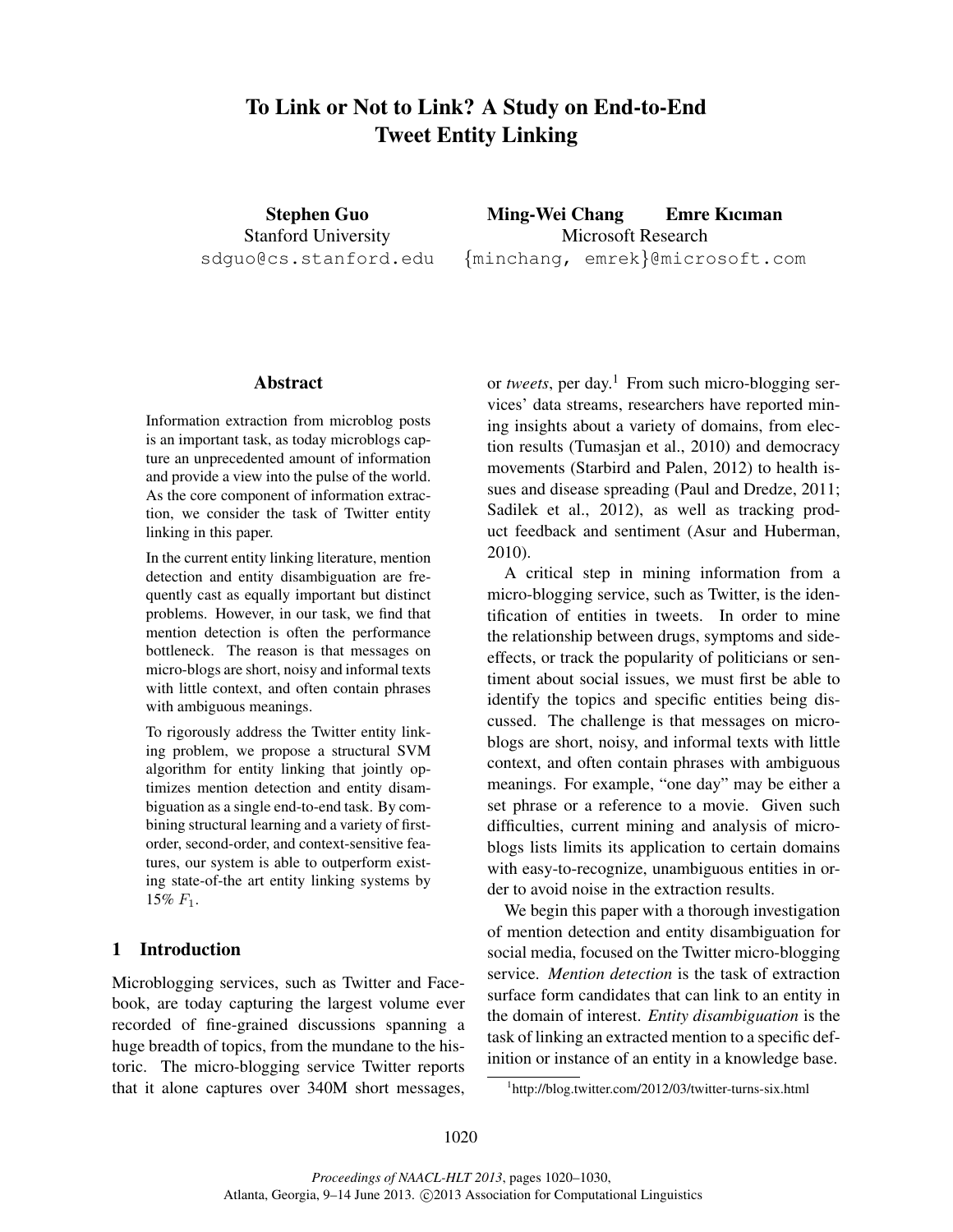# To Link or Not to Link? A Study on End-to-End Tweet Entity Linking

**Stephen Guo**
Stanford University
sdguo@cs.stanford.edu

**Ming-Wei Chang** **Emre Kıcıman**
Microsoft Research
{minchang, emrek}@microsoft.com

## Abstract

Information extraction from microblog posts is an important task, as today microblogs capture an unprecedented amount of information and provide a view into the pulse of the world. As the core component of information extraction, we consider the task of Twitter entity linking in this paper.

In the current entity linking literature, mention detection and entity disambiguation are frequently cast as equally important but distinct problems. However, in our task, we find that mention detection is often the performance bottleneck. The reason is that messages on micro-blogs are short, noisy and informal texts with little context, and often contain phrases with ambiguous meanings.

To rigorously address the Twitter entity linking problem, we propose a structural SVM algorithm for entity linking that jointly optimizes mention detection and entity disambiguation as a single end-to-end task. By combining structural learning and a variety of first-order, second-order, and context-sensitive features, our system is able to outperform existing state-of-the art entity linking systems by 15% $F_1$.

## 1 Introduction

Microblogging services, such as Twitter and Facebook, are today capturing the largest volume ever recorded of fine-grained discussions spanning a huge breadth of topics, from the mundane to the historic. The micro-blogging service Twitter reports that it alone captures over 340M short messages, or *tweets*, per day.[1] From such micro-blogging services' data streams, researchers have reported mining insights about a variety of domains, from election results (Tumasjan et al., 2010) and democracy movements (Starbird and Palen, 2012) to health issues and disease spreading (Paul and Dredze, 2011; Sadilek et al., 2012), as well as tracking product feedback and sentiment (Asur and Huberman, 2010).

A critical step in mining information from a micro-blogging service, such as Twitter, is the identification of entities in tweets. In order to mine the relationship between drugs, symptoms and side-effects, or track the popularity of politicians or sentiment about social issues, we must first be able to identify the topics and specific entities being discussed. The challenge is that messages on micro-blogs are short, noisy, and informal texts with little context, and often contain phrases with ambiguous meanings. For example, "one day" may be either a set phrase or a reference to a movie. Given such difficulties, current mining and analysis of micro-blogs lists limits its application to certain domains with easy-to-recognize, unambiguous entities in order to avoid noise in the extraction results.

We begin this paper with a thorough investigation of mention detection and entity disambiguation for social media, focused on the Twitter micro-blogging service. *Mention detection* is the task of extraction surface form candidates that can link to an entity in the domain of interest. *Entity disambiguation* is the task of linking an extracted mention to a specific definition or instance of an entity in a knowledge base.

[1] http://blog.twitter.com/2012/03/twitter-turns-six.html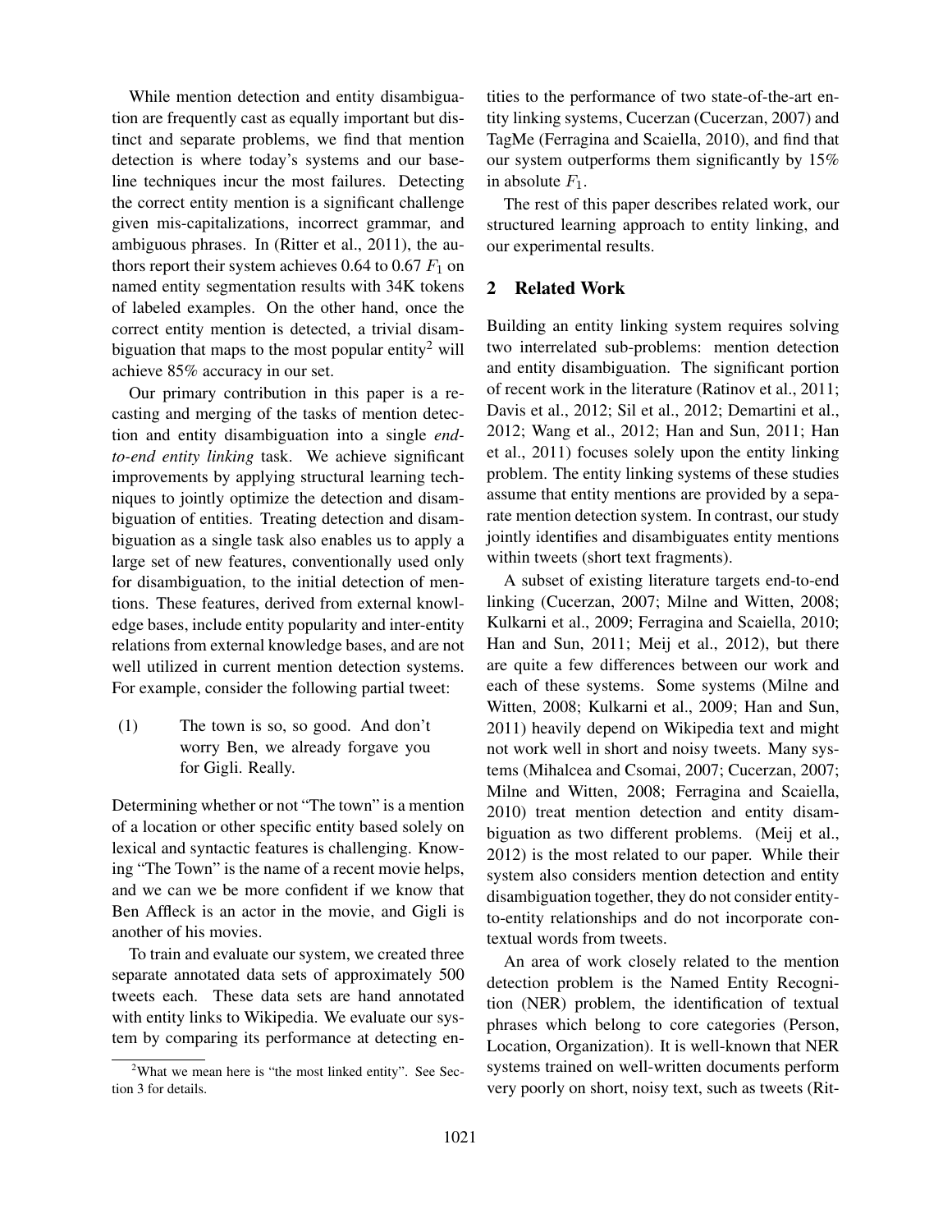While mention detection and entity disambiguation are frequently cast as equally important but distinct and separate problems, we find that mention detection is where today's systems and our baseline techniques incur the most failures. Detecting the correct entity mention is a significant challenge given mis-capitalizations, incorrect grammar, and ambiguous phrases. In (Ritter et al., 2011), the authors report their system achieves 0.64 to 0.67 $F_1$ on named entity segmentation results with 34K tokens of labeled examples. On the other hand, once the correct entity mention is detected, a trivial disambiguation that maps to the most popular entity[2] will achieve 85% accuracy in our set.

Our primary contribution in this paper is a recasting and merging of the tasks of mention detection and entity disambiguation into a single *end-to-end entity linking* task. We achieve significant improvements by applying structural learning techniques to jointly optimize the detection and disambiguation of entities. Treating detection and disambiguation as a single task also enables us to apply a large set of new features, conventionally used only for disambiguation, to the initial detection of mentions. These features, derived from external knowledge bases, include entity popularity and inter-entity relations from external knowledge bases, and are not well utilized in current mention detection systems. For example, consider the following partial tweet:

(1) The town is so, so good. And don't worry Ben, we already forgave you for Gigli. Really.

Determining whether or not "The town" is a mention of a location or other specific entity based solely on lexical and syntactic features is challenging. Knowing "The Town" is the name of a recent movie helps, and we can we be more confident if we know that Ben Affleck is an actor in the movie, and Gigli is another of his movies.

To train and evaluate our system, we created three separate annotated data sets of approximately 500 tweets each. These data sets are hand annotated with entity links to Wikipedia. We evaluate our system by comparing its performance at detecting entities to the performance of two state-of-the-art entity linking systems, Cucerzan (Cucerzan, 2007) and TagMe (Ferragina and Scaiella, 2010), and find that our system outperforms them significantly by 15% in absolute $F_1$.

The rest of this paper describes related work, our structured learning approach to entity linking, and our experimental results.

## 2 Related Work

Building an entity linking system requires solving two interrelated sub-problems: mention detection and entity disambiguation. The significant portion of recent work in the literature (Ratinov et al., 2011; Davis et al., 2012; Sil et al., 2012; Demartini et al., 2012; Wang et al., 2012; Han and Sun, 2011; Han et al., 2011) focuses solely upon the entity linking problem. The entity linking systems of these studies assume that entity mentions are provided by a separate mention detection system. In contrast, our study jointly identifies and disambiguates entity mentions within tweets (short text fragments).

A subset of existing literature targets end-to-end linking (Cucerzan, 2007; Milne and Witten, 2008; Kulkarni et al., 2009; Ferragina and Scaiella, 2010; Han and Sun, 2011; Meij et al., 2012), but there are quite a few differences between our work and each of these systems. Some systems (Milne and Witten, 2008; Kulkarni et al., 2009; Han and Sun, 2011) heavily depend on Wikipedia text and might not work well in short and noisy tweets. Many systems (Mihalcea and Csomai, 2007; Cucerzan, 2007; Milne and Witten, 2008; Ferragina and Scaiella, 2010) treat mention detection and entity disambiguation as two different problems. (Meij et al., 2012) is the most related to our paper. While their system also considers mention detection and entity disambiguation together, they do not consider entity-to-entity relationships and do not incorporate contextual words from tweets.

An area of work closely related to the mention detection problem is the Named Entity Recognition (NER) problem, the identification of textual phrases which belong to core categories (Person, Location, Organization). It is well-known that NER systems trained on well-written documents perform very poorly on short, noisy text, such as tweets (Rit-

[2] What we mean here is "the most linked entity". See Section 3 for details.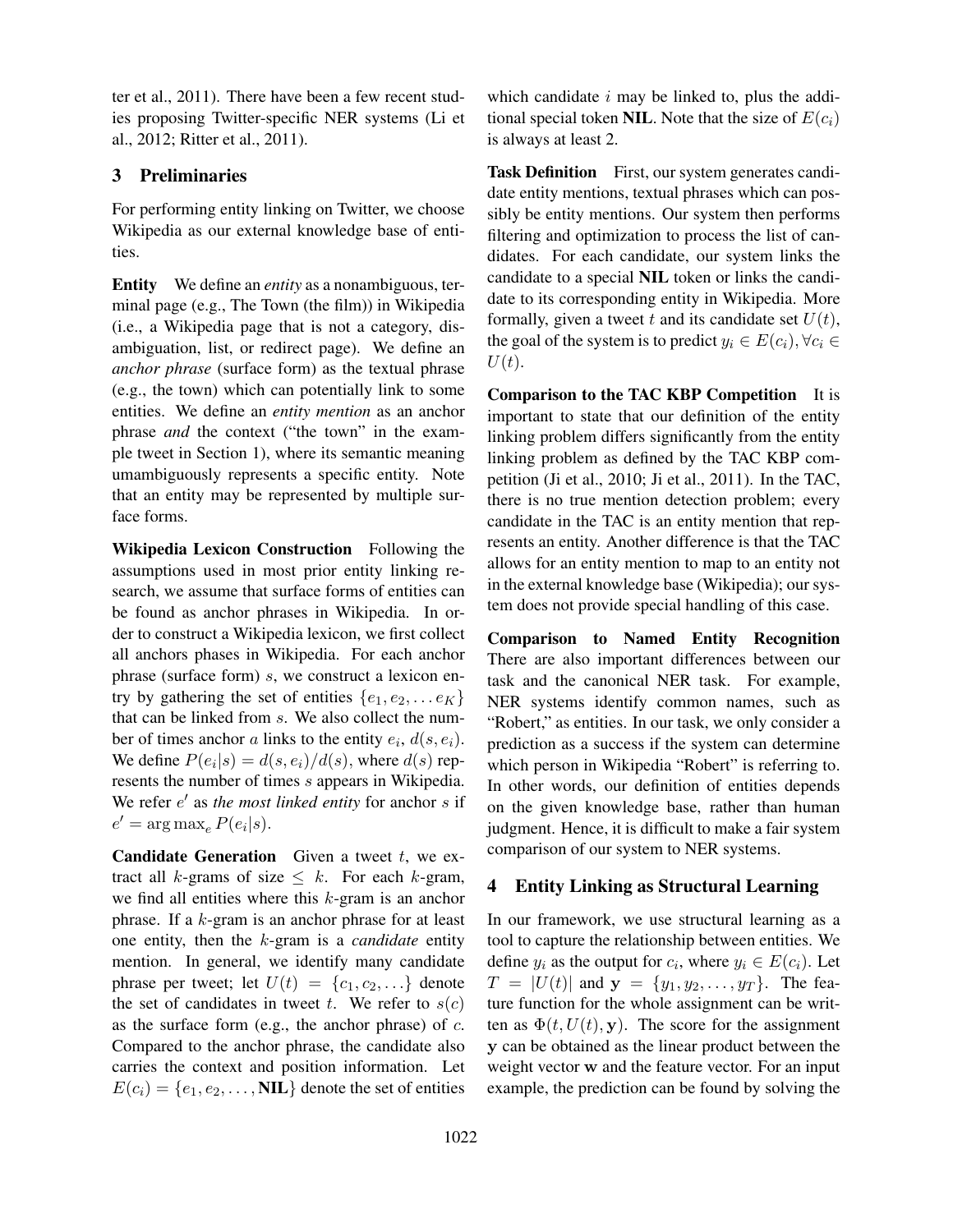ter et al., 2011). There have been a few recent studies proposing Twitter-specific NER systems (Li et al., 2012; Ritter et al., 2011).

## 3 Preliminaries

For performing entity linking on Twitter, we choose Wikipedia as our external knowledge base of entities.

**Entity** We define an *entity* as a nonambiguous, terminal page (e.g., The Town (the film)) in Wikipedia (i.e., a Wikipedia page that is not a category, disambiguation, list, or redirect page). We define an *anchor phrase* (surface form) as the textual phrase (e.g., the town) which can potentially link to some entities. We define an *entity mention* as an anchor phrase *and* the context ("the town" in the example tweet in Section 1), where its semantic meaning umambiguously represents a specific entity. Note that an entity may be represented by multiple surface forms.

**Wikipedia Lexicon Construction** Following the assumptions used in most prior entity linking research, we assume that surface forms of entities can be found as anchor phrases in Wikipedia. In order to construct a Wikipedia lexicon, we first collect all anchors phases in Wikipedia. For each anchor phrase (surface form) $s$, we construct a lexicon entry by gathering the set of entities $\{e_1, e_2, \ldots e_K\}$ that can be linked from $s$. We also collect the number of times anchor $a$ links to the entity $e_i$, $d(s, e_i)$. We define $P(e_i|s) = d(s, e_i)/d(s)$, where $d(s)$ represents the number of times $s$ appears in Wikipedia. We refer $e'$ as *the most linked entity* for anchor $s$ if $e' = \arg\max_e P(e_i|s)$.

**Candidate Generation** Given a tweet $t$, we extract all $k$-grams of size $\leq k$. For each $k$-gram, we find all entities where this $k$-gram is an anchor phrase. If a $k$-gram is an anchor phrase for at least one entity, then the $k$-gram is a *candidate* entity mention. In general, we identify many candidate phrase per tweet; let $U(t) = \{c_1, c_2, \ldots\}$ denote the set of candidates in tweet $t$. We refer to $s(c)$ as the surface form (e.g., the anchor phrase) of $c$. Compared to the anchor phrase, the candidate also carries the context and position information. Let $E(c_i) = \{e_1, e_2, \ldots, \textbf{NIL}\}$ denote the set of entities which candidate $i$ may be linked to, plus the additional special token **NIL**. Note that the size of $E(c_i)$ is always at least 2.

**Task Definition** First, our system generates candidate entity mentions, textual phrases which can possibly be entity mentions. Our system then performs filtering and optimization to process the list of candidates. For each candidate, our system links the candidate to a special **NIL** token or links the candidate to its corresponding entity in Wikipedia. More formally, given a tweet $t$ and its candidate set $U(t)$, the goal of the system is to predict $y_i \in E(c_i), \forall c_i \in U(t)$.

**Comparison to the TAC KBP Competition** It is important to state that our definition of the entity linking problem differs significantly from the entity linking problem as defined by the TAC KBP competition (Ji et al., 2010; Ji et al., 2011). In the TAC, there is no true mention detection problem; every candidate in the TAC is an entity mention that represents an entity. Another difference is that the TAC allows for an entity mention to map to an entity not in the external knowledge base (Wikipedia); our system does not provide special handling of this case.

**Comparison to Named Entity Recognition** There are also important differences between our task and the canonical NER task. For example, NER systems identify common names, such as "Robert," as entities. In our task, we only consider a prediction as a success if the system can determine which person in Wikipedia "Robert" is referring to. In other words, our definition of entities depends on the given knowledge base, rather than human judgment. Hence, it is difficult to make a fair system comparison of our system to NER systems.

## 4 Entity Linking as Structural Learning

In our framework, we use structural learning as a tool to capture the relationship between entities. We define $y_i$ as the output for $c_i$, where $y_i \in E(c_i)$. Let $T = |U(t)|$ and $\mathbf{y} = \{y_1, y_2, \ldots, y_T\}$. The feature function for the whole assignment can be written as $\Phi(t, U(t), \mathbf{y})$. The score for the assignment $\mathbf{y}$ can be obtained as the linear product between the weight vector $\mathbf{w}$ and the feature vector. For an input example, the prediction can be found by solving the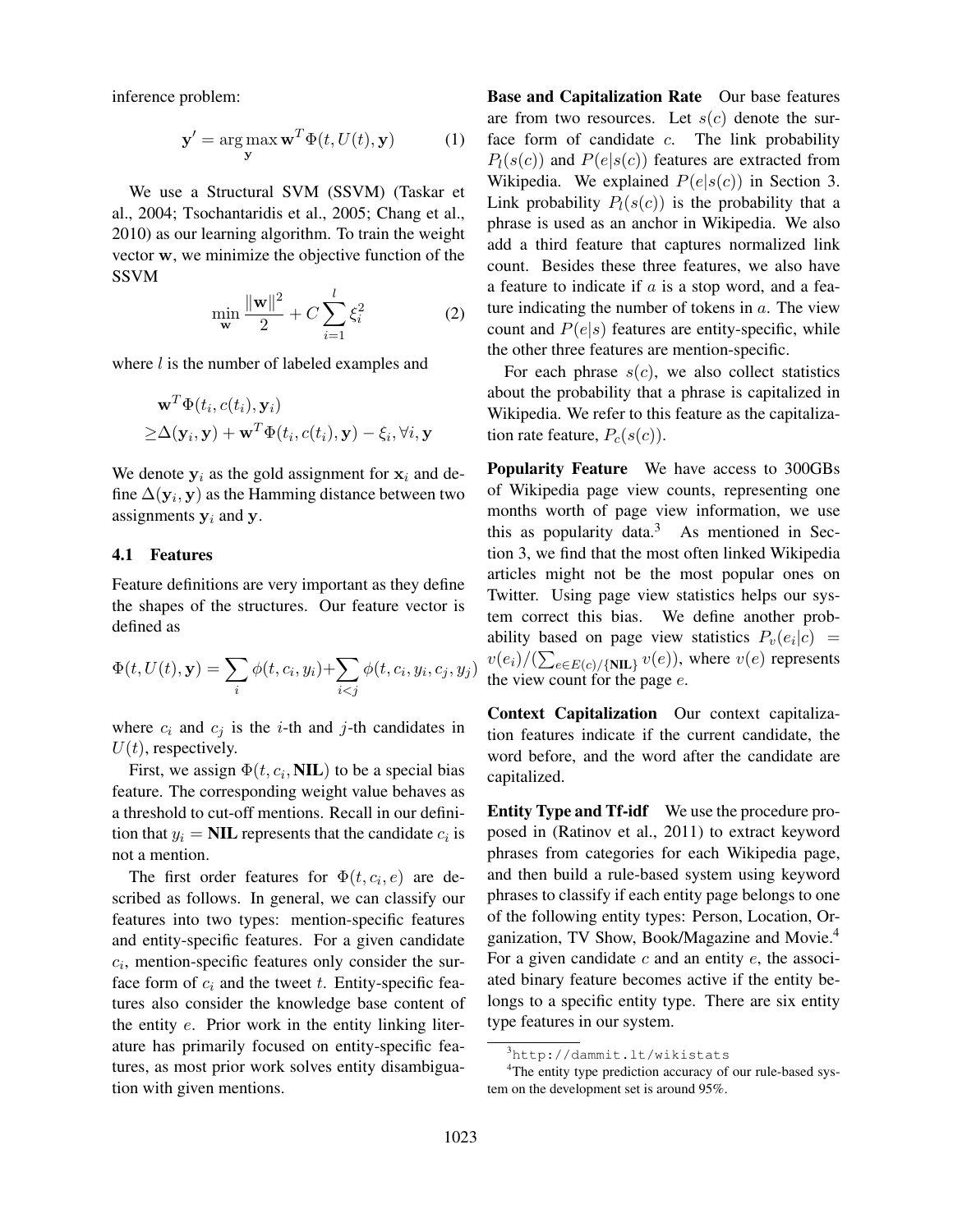inference problem:

$$\mathbf{y}' = \arg\max_{\mathbf{y}} \mathbf{w}^T \Phi(t, U(t), \mathbf{y}) \quad (1)$$

We use a Structural SVM (SSVM) (Taskar et al., 2004; Tsochantaridis et al., 2005; Chang et al., 2010) as our learning algorithm. To train the weight vector $\mathbf{w}$, we minimize the objective function of the SSVM

$$\min_{\mathbf{w}} \frac{\|\mathbf{w}\|^2}{2} + C \sum_{i=1}^{l} \xi_i^2 \quad (2)$$

where $l$ is the number of labeled examples and

$$\begin{aligned} &\mathbf{w}^T \Phi(t_i, c(t_i), \mathbf{y}_i) \\ \geq &\Delta(\mathbf{y}_i, \mathbf{y}) + \mathbf{w}^T \Phi(t_i, c(t_i), \mathbf{y}) - \xi_i, \forall i, \mathbf{y} \end{aligned}$$

We denote $\mathbf{y}_i$ as the gold assignment for $\mathbf{x}_i$ and define $\Delta(\mathbf{y}_i, \mathbf{y})$ as the Hamming distance between two assignments $\mathbf{y}_i$ and $\mathbf{y}$.

### 4.1 Features

Feature definitions are very important as they define the shapes of the structures. Our feature vector is defined as

$$\Phi(t, U(t), \mathbf{y}) = \sum_i \phi(t, c_i, y_i) + \sum_{i<j} \phi(t, c_i, y_i, c_j, y_j)$$

where $c_i$ and $c_j$ is the $i$-th and $j$-th candidates in $U(t)$, respectively.

First, we assign $\Phi(t, c_i, \textbf{NIL})$ to be a special bias feature. The corresponding weight value behaves as a threshold to cut-off mentions. Recall in our definition that $y_i = \textbf{NIL}$ represents that the candidate $c_i$ is not a mention.

The first order features for $\Phi(t, c_i, e)$ are described as follows. In general, we can classify our features into two types: mention-specific features and entity-specific features. For a given candidate $c_i$, mention-specific features only consider the surface form of $c_i$ and the tweet $t$. Entity-specific features also consider the knowledge base content of the entity $e$. Prior work in the entity linking literature has primarily focused on entity-specific features, as most prior work solves entity disambiguation with given mentions.

**Base and Capitalization Rate** Our base features are from two resources. Let $s(c)$ denote the surface form of candidate $c$. The link probability $P_l(s(c))$ and $P(e|s(c))$ features are extracted from Wikipedia. We explained $P(e|s(c))$ in Section 3. Link probability $P_l(s(c))$ is the probability that a phrase is used as an anchor in Wikipedia. We also add a third feature that captures normalized link count. Besides these three features, we also have a feature to indicate if $a$ is a stop word, and a feature indicating the number of tokens in $a$. The view count and $P(e|s)$ features are entity-specific, while the other three features are mention-specific.

For each phrase $s(c)$, we also collect statistics about the probability that a phrase is capitalized in Wikipedia. We refer to this feature as the capitalization rate feature, $P_c(s(c))$.

**Popularity Feature** We have access to 300GBs of Wikipedia page view counts, representing one months worth of page view information, we use this as popularity data.[3] As mentioned in Section 3, we find that the most often linked Wikipedia articles might not be the most popular ones on Twitter. Using page view statistics helps our system correct this bias. We define another probability based on page view statistics $P_v(e_i|c) = v(e_i)/(\sum_{e \in E(c)/\{\textbf{NIL}\}} v(e))$, where $v(e)$ represents the view count for the page $e$.

**Context Capitalization** Our context capitalization features indicate if the current candidate, the word before, and the word after the candidate are capitalized.

**Entity Type and Tf-idf** We use the procedure proposed in (Ratinov et al., 2011) to extract keyword phrases from categories for each Wikipedia page, and then build a rule-based system using keyword phrases to classify if each entity page belongs to one of the following entity types: Person, Location, Organization, TV Show, Book/Magazine and Movie.[4] For a given candidate $c$ and an entity $e$, the associated binary feature becomes active if the entity belongs to a specific entity type. There are six entity type features in our system.

[3] http://dammit.lt/wikistats

[4] The entity type prediction accuracy of our rule-based system on the development set is around 95%.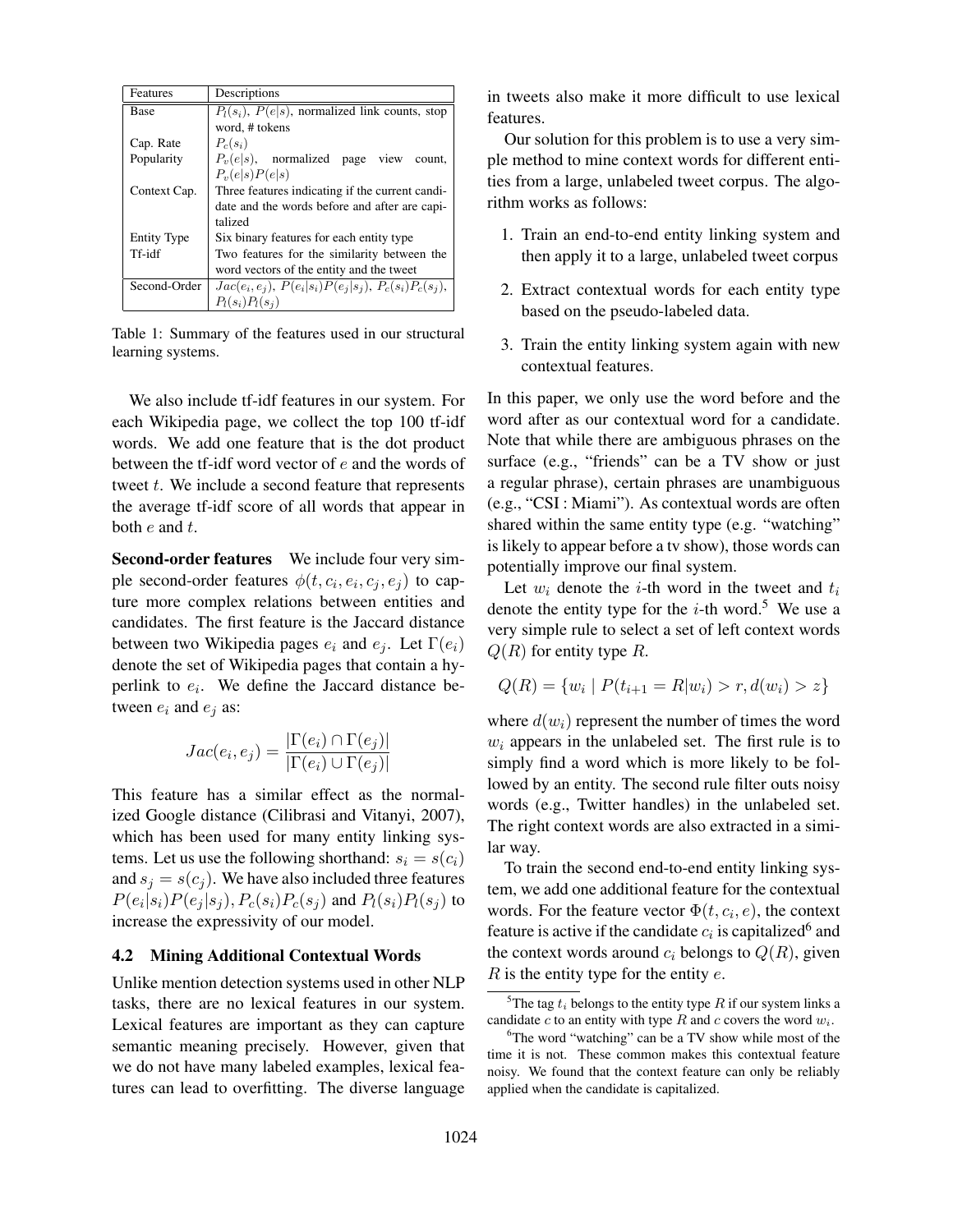| Features | Descriptions |
|---|---|
| Base | $P_l(s_i)$, $P(e\|s)$, normalized link counts, stop word, # tokens |
| Cap. Rate | $P_c(s_i)$ |
| Popularity | $P_v(e\|s)$, normalized page view count, $P_v(e\|s)P(e\|s)$ |
| Context Cap. | Three features indicating if the current candidate and the words before and after are capitalized |
| Entity Type | Six binary features for each entity type |
| Tf-idf | Two features for the similarity between the word vectors of the entity and the tweet |
| Second-Order | $Jac(e_i, e_j)$, $P(e_i\|s_i)P(e_j\|s_j)$, $P_c(s_i)P_c(s_j)$, $P_l(s_i)P_l(s_j)$ |

Table 1: Summary of the features used in our structural learning systems.

We also include tf-idf features in our system. For each Wikipedia page, we collect the top 100 tf-idf words. We add one feature that is the dot product between the tf-idf word vector of $e$ and the words of tweet $t$. We include a second feature that represents the average tf-idf score of all words that appear in both $e$ and $t$.

**Second-order features** We include four very simple second-order features $\phi(t, c_i, e_i, c_j, e_j)$ to capture more complex relations between entities and candidates. The first feature is the Jaccard distance between two Wikipedia pages $e_i$ and $e_j$. Let $\Gamma(e_i)$ denote the set of Wikipedia pages that contain a hyperlink to $e_i$. We define the Jaccard distance between $e_i$ and $e_j$ as:

$$Jac(e_i, e_j) = \frac{|\Gamma(e_i) \cap \Gamma(e_j)|}{|\Gamma(e_i) \cup \Gamma(e_j)|}$$

This feature has a similar effect as the normalized Google distance (Cilibrasi and Vitanyi, 2007), which has been used for many entity linking systems. Let us use the following shorthand: $s_i = s(c_i)$ and $s_j = s(c_j)$. We have also included three features $P(e_i|s_i)P(e_j|s_j)$, $P_c(s_i)P_c(s_j)$ and $P_l(s_i)P_l(s_j)$ to increase the expressivity of our model.

### 4.2 Mining Additional Contextual Words

Unlike mention detection systems used in other NLP tasks, there are no lexical features in our system. Lexical features are important as they can capture semantic meaning precisely. However, given that we do not have many labeled examples, lexical features can lead to overfitting. The diverse language in tweets also make it more difficult to use lexical features.

Our solution for this problem is to use a very simple method to mine context words for different entities from a large, unlabeled tweet corpus. The algorithm works as follows:

1. Train an end-to-end entity linking system and then apply it to a large, unlabeled tweet corpus
2. Extract contextual words for each entity type based on the pseudo-labeled data.
3. Train the entity linking system again with new contextual features.

In this paper, we only use the word before and the word after as our contextual word for a candidate. Note that while there are ambiguous phrases on the surface (e.g., "friends" can be a TV show or just a regular phrase), certain phrases are unambiguous (e.g., "CSI : Miami"). As contextual words are often shared within the same entity type (e.g. "watching" is likely to appear before a tv show), those words can potentially improve our final system.

Let $w_i$ denote the $i$-th word in the tweet and $t_i$ denote the entity type for the $i$-th word.[5] We use a very simple rule to select a set of left context words $Q(R)$ for entity type $R$.

$$Q(R) = \{w_i \mid P(t_{i+1} = R|w_i) > r, d(w_i) > z\}$$

where $d(w_i)$ represent the number of times the word $w_i$ appears in the unlabeled set. The first rule is to simply find a word which is more likely to be followed by an entity. The second rule filter outs noisy words (e.g., Twitter handles) in the unlabeled set. The right context words are also extracted in a similar way.

To train the second end-to-end entity linking system, we add one additional feature for the contextual words. For the feature vector $\Phi(t, c_i, e)$, the context feature is active if the candidate $c_i$ is capitalized[6] and the context words around $c_i$ belongs to $Q(R)$, given $R$ is the entity type for the entity $e$.

[5] The tag $t_i$ belongs to the entity type $R$ if our system links a candidate $c$ to an entity with type $R$ and $c$ covers the word $w_i$.

[6] The word "watching" can be a TV show while most of the time it is not. These common makes this contextual feature noisy. We found that the context feature can only be reliably applied when the candidate is capitalized.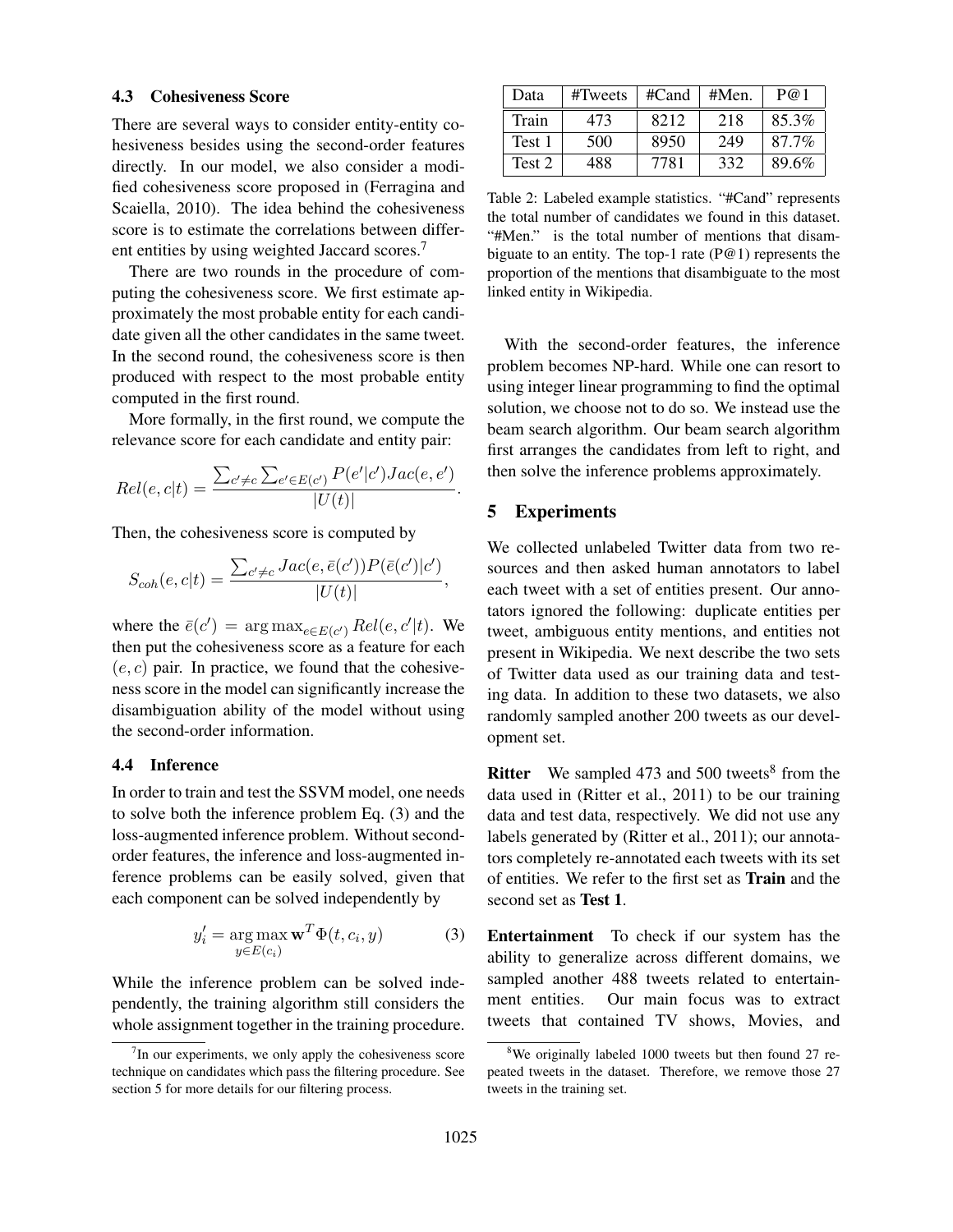### 4.3 Cohesiveness Score

There are several ways to consider entity-entity cohesiveness besides using the second-order features directly. In our model, we also consider a modified cohesiveness score proposed in (Ferragina and Scaiella, 2010). The idea behind the cohesiveness score is to estimate the correlations between different entities by using weighted Jaccard scores.[7]

There are two rounds in the procedure of computing the cohesiveness score. We first estimate approximately the most probable entity for each candidate given all the other candidates in the same tweet. In the second round, the cohesiveness score is then produced with respect to the most probable entity computed in the first round.

More formally, in the first round, we compute the relevance score for each candidate and entity pair:

$$Rel(e, c|t) = \frac{\sum_{c' \neq c} \sum_{e' \in E(c')} P(e'|c') Jac(e, e')}{|U(t)|}.$$

Then, the cohesiveness score is computed by

$$S_{coh}(e, c|t) = \frac{\sum_{c' \neq c} Jac(e, \bar{e}(c')) P(\bar{e}(c')|c')}{|U(t)|},$$

where the $\bar{e}(c') = \arg\max_{e \in E(c')} Rel(e, c'|t)$. We then put the cohesiveness score as a feature for each $(e, c)$ pair. In practice, we found that the cohesiveness score in the model can significantly increase the disambiguation ability of the model without using the second-order information.

### 4.4 Inference

In order to train and test the SSVM model, one needs to solve both the inference problem Eq. (3) and the loss-augmented inference problem. Without second-order features, the inference and loss-augmented inference problems can be easily solved, given that each component can be solved independently by

$$y'_i = \arg\max_{y \in E(c_i)} \mathbf{w}^T \Phi(t, c_i, y) \tag{3}$$

While the inference problem can be solved independently, the training algorithm still considers the whole assignment together in the training procedure.

[7] In our experiments, we only apply the cohesiveness score technique on candidates which pass the filtering procedure. See section 5 for more details for our filtering process.

| Data | #Tweets | #Cand | #Men. | P@1 |
|---|---|---|---|---|
| Train | 473 | 8212 | 218 | 85.3% |
| Test 1 | 500 | 8950 | 249 | 87.7% |
| Test 2 | 488 | 7781 | 332 | 89.6% |

Table 2: Labeled example statistics. "#Cand" represents the total number of candidates we found in this dataset. "#Men." is the total number of mentions that disambiguate to an entity. The top-1 rate (P@1) represents the proportion of the mentions that disambiguate to the most linked entity in Wikipedia.

With the second-order features, the inference problem becomes NP-hard. While one can resort to using integer linear programming to find the optimal solution, we choose not to do so. We instead use the beam search algorithm. Our beam search algorithm first arranges the candidates from left to right, and then solve the inference problems approximately.

## 5 Experiments

We collected unlabeled Twitter data from two resources and then asked human annotators to label each tweet with a set of entities present. Our annotators ignored the following: duplicate entities per tweet, ambiguous entity mentions, and entities not present in Wikipedia. We next describe the two sets of Twitter data used as our training data and testing data. In addition to these two datasets, we also randomly sampled another 200 tweets as our development set.

**Ritter** We sampled 473 and 500 tweets[8] from the data used in (Ritter et al., 2011) to be our training data and test data, respectively. We did not use any labels generated by (Ritter et al., 2011); our annotators completely re-annotated each tweets with its set of entities. We refer to the first set as **Train** and the second set as **Test 1**.

**Entertainment** To check if our system has the ability to generalize across different domains, we sampled another 488 tweets related to entertainment entities. Our main focus was to extract tweets that contained TV shows, Movies, and

[8] We originally labeled 1000 tweets but then found 27 repeated tweets in the dataset. Therefore, we remove those 27 tweets in the training set.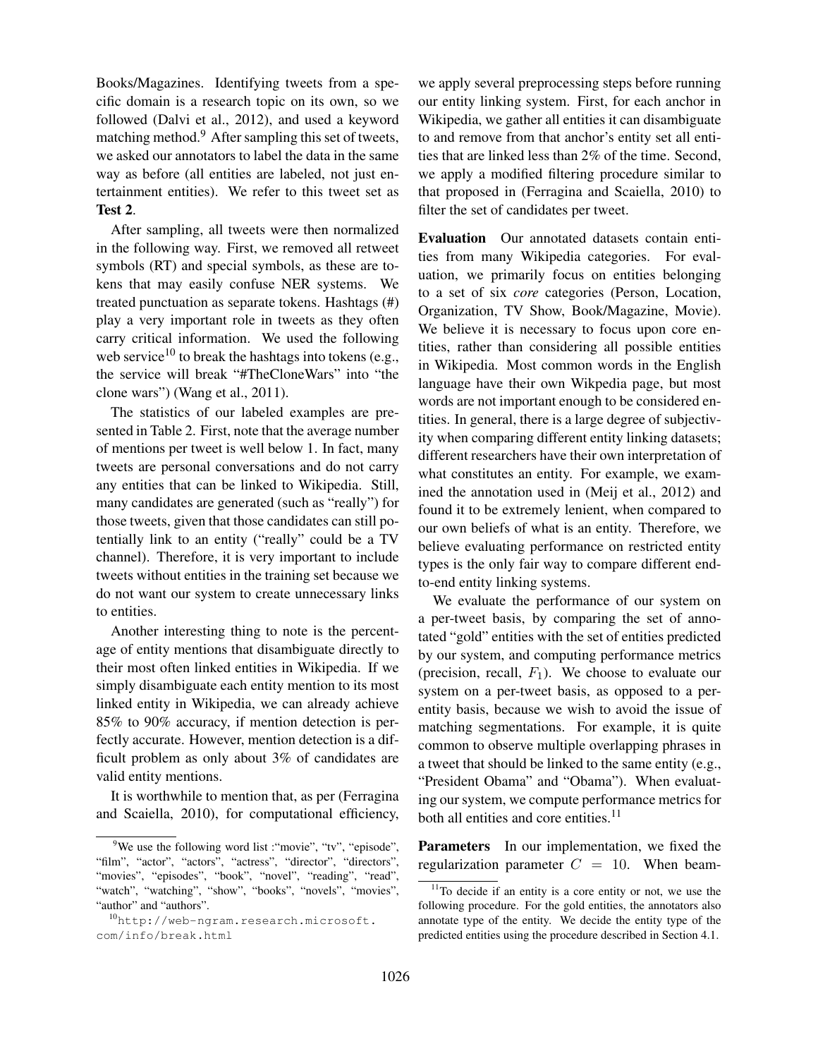Books/Magazines. Identifying tweets from a specific domain is a research topic on its own, so we followed (Dalvi et al., 2012), and used a keyword matching method.[9] After sampling this set of tweets, we asked our annotators to label the data in the same way as before (all entities are labeled, not just entertainment entities). We refer to this tweet set as **Test 2**.

After sampling, all tweets were then normalized in the following way. First, we removed all retweet symbols (RT) and special symbols, as these are tokens that may easily confuse NER systems. We treated punctuation as separate tokens. Hashtags (#) play a very important role in tweets as they often carry critical information. We used the following web service[10] to break the hashtags into tokens (e.g., the service will break "#TheCloneWars" into "the clone wars") (Wang et al., 2011).

The statistics of our labeled examples are presented in Table 2. First, note that the average number of mentions per tweet is well below 1. In fact, many tweets are personal conversations and do not carry any entities that can be linked to Wikipedia. Still, many candidates are generated (such as "really") for those tweets, given that those candidates can still potentially link to an entity ("really" could be a TV channel). Therefore, it is very important to include tweets without entities in the training set because we do not want our system to create unnecessary links to entities.

Another interesting thing to note is the percentage of entity mentions that disambiguate directly to their most often linked entities in Wikipedia. If we simply disambiguate each entity mention to its most linked entity in Wikipedia, we can already achieve 85% to 90% accuracy, if mention detection is perfectly accurate. However, mention detection is a difficult problem as only about 3% of candidates are valid entity mentions.

It is worthwhile to mention that, as per (Ferragina and Scaiella, 2010), for computational efficiency, we apply several preprocessing steps before running our entity linking system. First, for each anchor in Wikipedia, we gather all entities it can disambiguate to and remove from that anchor's entity set all entities that are linked less than 2% of the time. Second, we apply a modified filtering procedure similar to that proposed in (Ferragina and Scaiella, 2010) to filter the set of candidates per tweet.

**Evaluation** Our annotated datasets contain entities from many Wikipedia categories. For evaluation, we primarily focus on entities belonging to a set of six *core* categories (Person, Location, Organization, TV Show, Book/Magazine, Movie). We believe it is necessary to focus upon core entities, rather than considering all possible entities in Wikipedia. Most common words in the English language have their own Wikpedia page, but most words are not important enough to be considered entities. In general, there is a large degree of subjectivity when comparing different entity linking datasets; different researchers have their own interpretation of what constitutes an entity. For example, we examined the annotation used in (Meij et al., 2012) and found it to be extremely lenient, when compared to our own beliefs of what is an entity. Therefore, we believe evaluating performance on restricted entity types is the only fair way to compare different end-to-end entity linking systems.

We evaluate the performance of our system on a per-tweet basis, by comparing the set of annotated "gold" entities with the set of entities predicted by our system, and computing performance metrics (precision, recall, $F_1$). We choose to evaluate our system on a per-tweet basis, as opposed to a per-entity basis, because we wish to avoid the issue of matching segmentations. For example, it is quite common to observe multiple overlapping phrases in a tweet that should be linked to the same entity (e.g., "President Obama" and "Obama"). When evaluating our system, we compute performance metrics for both all entities and core entities.[11]

**Parameters** In our implementation, we fixed the regularization parameter $C = 10$. When beam-

[9] We use the following word list :"movie", "tv", "episode", "film", "actor", "actors", "actress", "director", "directors", "movies", "episodes", "book", "novel", "reading", "read", "watch", "watching", "show", "books", "novels", "movies", "author" and "authors".

[10] http://web-ngram.research.microsoft.com/info/break.html

[11] To decide if an entity is a core entity or not, we use the following procedure. For the gold entities, the annotators also annotate type of the entity. We decide the entity type of the predicted entities using the procedure described in Section 4.1.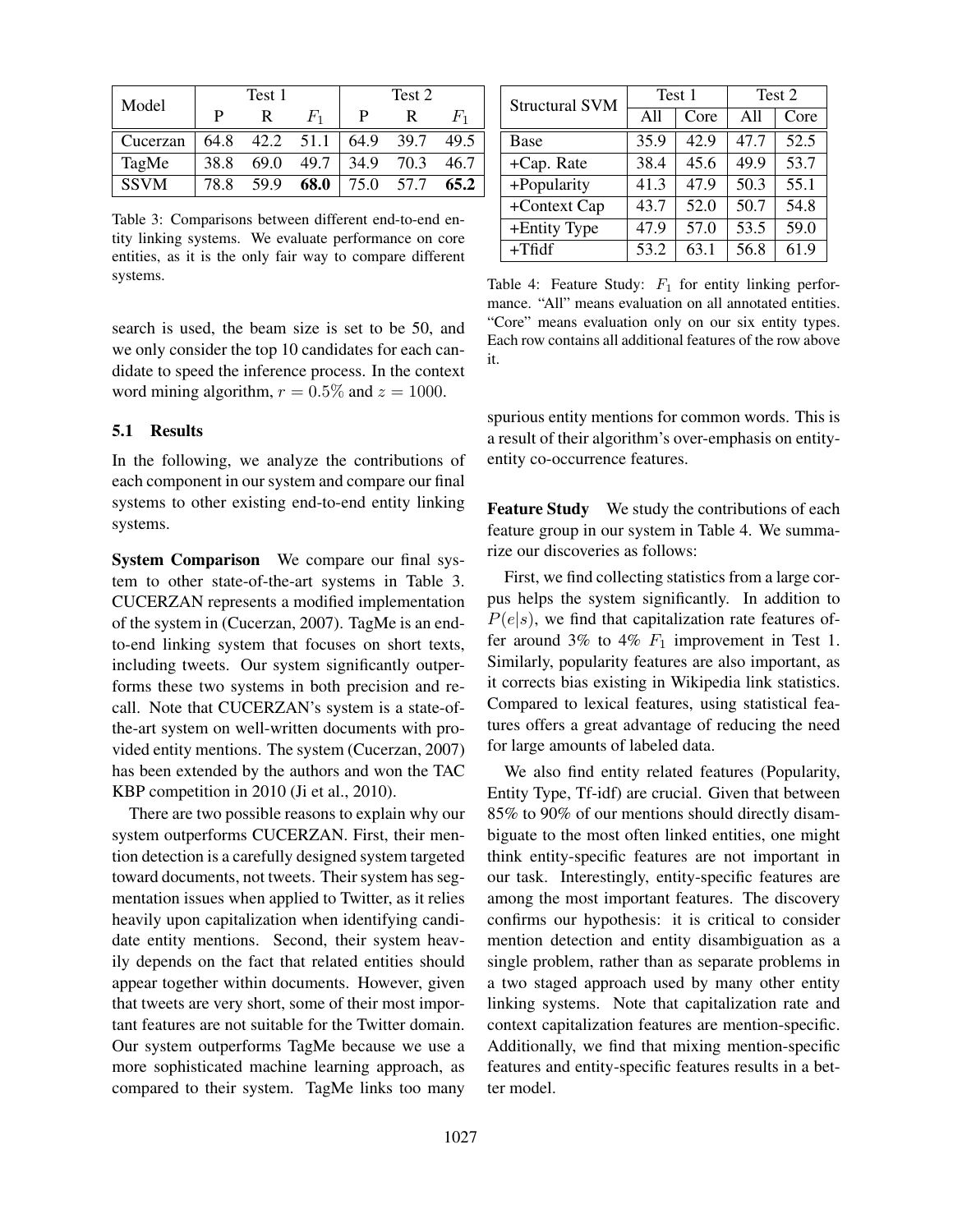| Model | Test 1 | | | Test 2 | | |
|---|---|---|---|---|---|---|
| | P | R | $F_1$ | P | R | $F_1$ |
| Cucerzan | 64.8 | 42.2 | 51.1 | 64.9 | 39.7 | 49.5 |
| TagMe | 38.8 | 69.0 | 49.7 | 34.9 | 70.3 | 46.7 |
| SSVM | 78.8 | 59.9 | **68.0** | 75.0 | 57.7 | **65.2** |

Table 3: Comparisons between different end-to-end entity linking systems. We evaluate performance on core entities, as it is the only fair way to compare different systems.

search is used, the beam size is set to be 50, and we only consider the top 10 candidates for each candidate to speed the inference process. In the context word mining algorithm, $r = 0.5\%$ and $z = 1000$.

### 5.1 Results

In the following, we analyze the contributions of each component in our system and compare our final systems to other existing end-to-end entity linking systems.

**System Comparison** We compare our final system to other state-of-the-art systems in Table 3. CUCERZAN represents a modified implementation of the system in (Cucerzan, 2007). TagMe is an end-to-end linking system that focuses on short texts, including tweets. Our system significantly outperforms these two systems in both precision and recall. Note that CUCERZAN's system is a state-of-the-art system on well-written documents with provided entity mentions. The system (Cucerzan, 2007) has been extended by the authors and won the TAC KBP competition in 2010 (Ji et al., 2010).

There are two possible reasons to explain why our system outperforms CUCERZAN. First, their mention detection is a carefully designed system targeted toward documents, not tweets. Their system has segmentation issues when applied to Twitter, as it relies heavily upon capitalization when identifying candidate entity mentions. Second, their system heavily depends on the fact that related entities should appear together within documents. However, given that tweets are very short, some of their most important features are not suitable for the Twitter domain. Our system outperforms TagMe because we use a more sophisticated machine learning approach, as compared to their system. TagMe links too many spurious entity mentions for common words. This is a result of their algorithm's over-emphasis on entity-entity co-occurrence features.

| Structural SVM | Test 1 | | Test 2 | |
|---|---|---|---|---|
| | All | Core | All | Core |
| Base | 35.9 | 42.9 | 47.7 | 52.5 |
| +Cap. Rate | 38.4 | 45.6 | 49.9 | 53.7 |
| +Popularity | 41.3 | 47.9 | 50.3 | 55.1 |
| +Context Cap | 43.7 | 52.0 | 50.7 | 54.8 |
| +Entity Type | 47.9 | 57.0 | 53.5 | 59.0 |
| +Tfidf | 53.2 | 63.1 | 56.8 | 61.9 |

Table 4: Feature Study: $F_1$ for entity linking performance. "All" means evaluation on all annotated entities. "Core" means evaluation only on our six entity types. Each row contains all additional features of the row above it.

**Feature Study** We study the contributions of each feature group in our system in Table 4. We summarize our discoveries as follows:

First, we find collecting statistics from a large corpus helps the system significantly. In addition to $P(e|s)$, we find that capitalization rate features offer around 3% to 4% $F_1$ improvement in Test 1. Similarly, popularity features are also important, as it corrects bias existing in Wikipedia link statistics. Compared to lexical features, using statistical features offers a great advantage of reducing the need for large amounts of labeled data.

We also find entity related features (Popularity, Entity Type, Tf-idf) are crucial. Given that between 85% to 90% of our mentions should directly disambiguate to the most often linked entities, one might think entity-specific features are not important in our task. Interestingly, entity-specific features are among the most important features. The discovery confirms our hypothesis: it is critical to consider mention detection and entity disambiguation as a single problem, rather than as separate problems in a two staged approach used by many other entity linking systems. Note that capitalization rate and context capitalization features are mention-specific. Additionally, we find that mixing mention-specific features and entity-specific features results in a better model.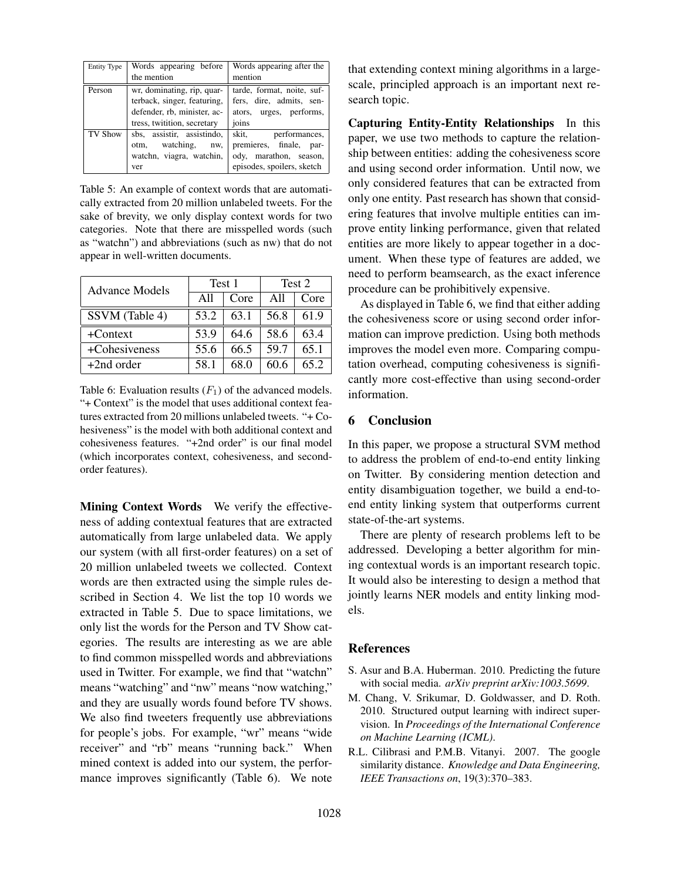| Entity Type | Words appearing before the mention | Words appearing after the mention |
| --- | --- | --- |
| Person | wr, dominating, rip, quarterback, singer, featuring, defender, rb, minister, actress, twitition, secretary | tarde, format, noite, suffers, dire, admits, senators, urges, performs, joins |
| TV Show | sbs, assistir, assistindo, otm, watching, nw, watchn, viagra, watchin, ver | skit, performances, premieres, finale, parody, marathon, season, episodes, spoilers, sketch |

Table 5: An example of context words that are automatically extracted from 20 million unlabeled tweets. For the sake of brevity, we only display context words for two categories. Note that there are misspelled words (such as "watchn") and abbreviations (such as nw) that do not appear in well-written documents.

| Advance Models | Test 1 | | Test 2 | |
| --- | --- | --- | --- | --- |
| | All | Core | All | Core |
| SSVM (Table 4) | 53.2 | 63.1 | 56.8 | 61.9 |
| +Context | 53.9 | 64.6 | 58.6 | 63.4 |
| +Cohesiveness | 55.6 | 66.5 | 59.7 | 65.1 |
| +2nd order | 58.1 | 68.0 | 60.6 | 65.2 |

Table 6: Evaluation results ($F_1$) of the advanced models. "+ Context" is the model that uses additional context features extracted from 20 millions unlabeled tweets. "+ Cohesiveness" is the model with both additional context and cohesiveness features. "+2nd order" is our final model (which incorporates context, cohesiveness, and second-order features).

**Mining Context Words** We verify the effectiveness of adding contextual features that are extracted automatically from large unlabeled data. We apply our system (with all first-order features) on a set of 20 million unlabeled tweets we collected. Context words are then extracted using the simple rules described in Section 4. We list the top 10 words we extracted in Table 5. Due to space limitations, we only list the words for the Person and TV Show categories. The results are interesting as we are able to find common misspelled words and abbreviations used in Twitter. For example, we find that "watchn" means "watching" and "nw" means "now watching," and they are usually words found before TV shows. We also find tweeters frequently use abbreviations for people's jobs. For example, "wr" means "wide receiver" and "rb" means "running back." When mined context is added into our system, the performance improves significantly (Table 6). We note that extending context mining algorithms in a large-scale, principled approach is an important next research topic.

**Capturing Entity-Entity Relationships** In this paper, we use two methods to capture the relationship between entities: adding the cohesiveness score and using second order information. Until now, we only considered features that can be extracted from only one entity. Past research has shown that considering features that involve multiple entities can improve entity linking performance, given that related entities are more likely to appear together in a document. When these type of features are added, we need to perform beamsearch, as the exact inference procedure can be prohibitively expensive.

As displayed in Table 6, we find that either adding the cohesiveness score or using second order information can improve prediction. Using both methods improves the model even more. Comparing computation overhead, computing cohesiveness is significantly more cost-effective than using second-order information.

## 6 Conclusion

In this paper, we propose a structural SVM method to address the problem of end-to-end entity linking on Twitter. By considering mention detection and entity disambiguation together, we build a end-to-end entity linking system that outperforms current state-of-the-art systems.

There are plenty of research problems left to be addressed. Developing a better algorithm for mining contextual words is an important research topic. It would also be interesting to design a method that jointly learns NER models and entity linking models.

## References

S. Asur and B.A. Huberman. 2010. Predicting the future with social media. *arXiv preprint arXiv:1003.5699*.

M. Chang, V. Srikumar, D. Goldwasser, and D. Roth. 2010. Structured output learning with indirect supervision. In *Proceedings of the International Conference on Machine Learning (ICML)*.

R.L. Cilibrasi and P.M.B. Vitanyi. 2007. The google similarity distance. *Knowledge and Data Engineering, IEEE Transactions on*, 19(3):370–383.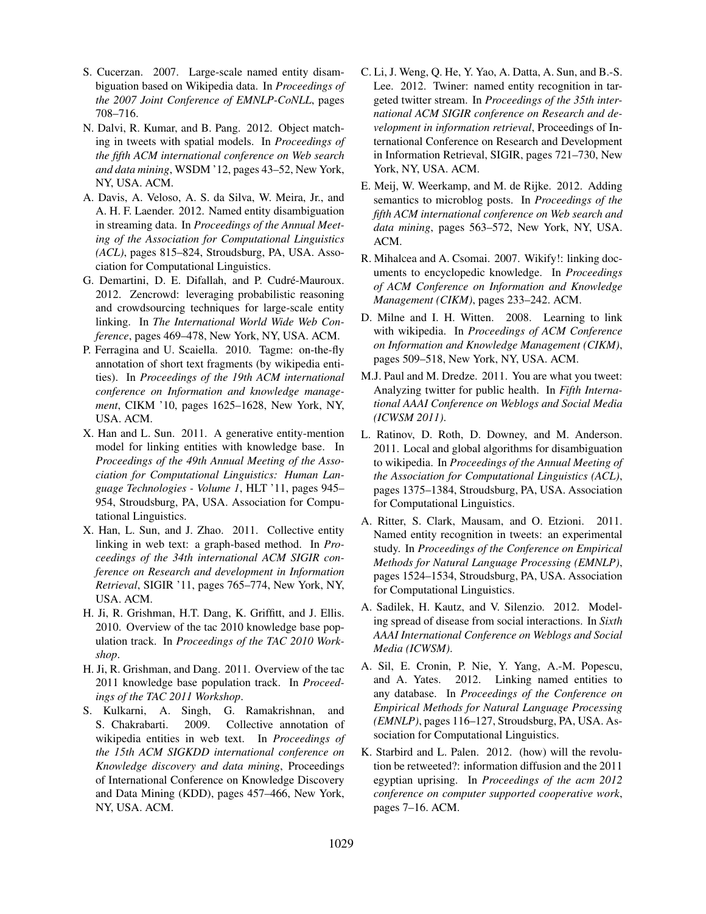S. Cucerzan. 2007. Large-scale named entity disambiguation based on Wikipedia data. In *Proceedings of the 2007 Joint Conference of EMNLP-CoNLL*, pages 708–716.

N. Dalvi, R. Kumar, and B. Pang. 2012. Object matching in tweets with spatial models. In *Proceedings of the fifth ACM international conference on Web search and data mining*, WSDM '12, pages 43–52, New York, NY, USA. ACM.

A. Davis, A. Veloso, A. S. da Silva, W. Meira, Jr., and A. H. F. Laender. 2012. Named entity disambiguation in streaming data. In *Proceedings of the Annual Meeting of the Association for Computational Linguistics (ACL)*, pages 815–824, Stroudsburg, PA, USA. Association for Computational Linguistics.

G. Demartini, D. E. Difallah, and P. Cudré-Mauroux. 2012. Zencrowd: leveraging probabilistic reasoning and crowdsourcing techniques for large-scale entity linking. In *The International World Wide Web Conference*, pages 469–478, New York, NY, USA. ACM.

P. Ferragina and U. Scaiella. 2010. Tagme: on-the-fly annotation of short text fragments (by wikipedia entities). In *Proceedings of the 19th ACM international conference on Information and knowledge management*, CIKM '10, pages 1625–1628, New York, NY, USA. ACM.

X. Han and L. Sun. 2011. A generative entity-mention model for linking entities with knowledge base. In *Proceedings of the 49th Annual Meeting of the Association for Computational Linguistics: Human Language Technologies - Volume 1*, HLT '11, pages 945–954, Stroudsburg, PA, USA. Association for Computational Linguistics.

X. Han, L. Sun, and J. Zhao. 2011. Collective entity linking in web text: a graph-based method. In *Proceedings of the 34th international ACM SIGIR conference on Research and development in Information Retrieval*, SIGIR '11, pages 765–774, New York, NY, USA. ACM.

H. Ji, R. Grishman, H.T. Dang, K. Griffitt, and J. Ellis. 2010. Overview of the tac 2010 knowledge base population track. In *Proceedings of the TAC 2010 Workshop*.

H. Ji, R. Grishman, and Dang. 2011. Overview of the tac 2011 knowledge base population track. In *Proceedings of the TAC 2011 Workshop*.

S. Kulkarni, A. Singh, G. Ramakrishnan, and S. Chakrabarti. 2009. Collective annotation of wikipedia entities in web text. In *Proceedings of the 15th ACM SIGKDD international conference on Knowledge discovery and data mining*, Proceedings of International Conference on Knowledge Discovery and Data Mining (KDD), pages 457–466, New York, NY, USA. ACM.

C. Li, J. Weng, Q. He, Y. Yao, A. Datta, A. Sun, and B.-S. Lee. 2012. Twiner: named entity recognition in targeted twitter stream. In *Proceedings of the 35th international ACM SIGIR conference on Research and development in information retrieval*, Proceedings of International Conference on Research and Development in Information Retrieval, SIGIR, pages 721–730, New York, NY, USA. ACM.

E. Meij, W. Weerkamp, and M. de Rijke. 2012. Adding semantics to microblog posts. In *Proceedings of the fifth ACM international conference on Web search and data mining*, pages 563–572, New York, NY, USA. ACM.

R. Mihalcea and A. Csomai. 2007. Wikify!: linking documents to encyclopedic knowledge. In *Proceedings of ACM Conference on Information and Knowledge Management (CIKM)*, pages 233–242. ACM.

D. Milne and I. H. Witten. 2008. Learning to link with wikipedia. In *Proceedings of ACM Conference on Information and Knowledge Management (CIKM)*, pages 509–518, New York, NY, USA. ACM.

M.J. Paul and M. Dredze. 2011. You are what you tweet: Analyzing twitter for public health. In *Fifth International AAAI Conference on Weblogs and Social Media (ICWSM 2011)*.

L. Ratinov, D. Roth, D. Downey, and M. Anderson. 2011. Local and global algorithms for disambiguation to wikipedia. In *Proceedings of the Annual Meeting of the Association for Computational Linguistics (ACL)*, pages 1375–1384, Stroudsburg, PA, USA. Association for Computational Linguistics.

A. Ritter, S. Clark, Mausam, and O. Etzioni. 2011. Named entity recognition in tweets: an experimental study. In *Proceedings of the Conference on Empirical Methods for Natural Language Processing (EMNLP)*, pages 1524–1534, Stroudsburg, PA, USA. Association for Computational Linguistics.

A. Sadilek, H. Kautz, and V. Silenzio. 2012. Modeling spread of disease from social interactions. In *Sixth AAAI International Conference on Weblogs and Social Media (ICWSM)*.

A. Sil, E. Cronin, P. Nie, Y. Yang, A.-M. Popescu, and A. Yates. 2012. Linking named entities to any database. In *Proceedings of the Conference on Empirical Methods for Natural Language Processing (EMNLP)*, pages 116–127, Stroudsburg, PA, USA. Association for Computational Linguistics.

K. Starbird and L. Palen. 2012. (how) will the revolution be retweeted?: information diffusion and the 2011 egyptian uprising. In *Proceedings of the acm 2012 conference on computer supported cooperative work*, pages 7–16. ACM.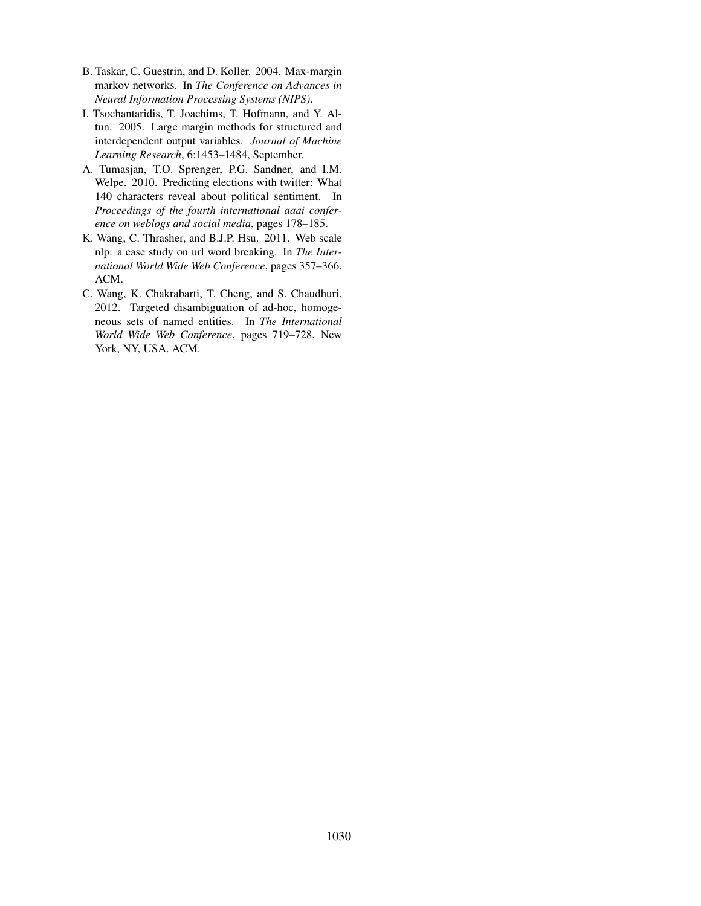B. Taskar, C. Guestrin, and D. Koller. 2004. Max-margin markov networks. In *The Conference on Advances in Neural Information Processing Systems (NIPS)*.

I. Tsochantaridis, T. Joachims, T. Hofmann, and Y. Altun. 2005. Large margin methods for structured and interdependent output variables. *Journal of Machine Learning Research*, 6:1453–1484, September.

A. Tumasjan, T.O. Sprenger, P.G. Sandner, and I.M. Welpe. 2010. Predicting elections with twitter: What 140 characters reveal about political sentiment. In *Proceedings of the fourth international aaai conference on weblogs and social media*, pages 178–185.

K. Wang, C. Thrasher, and B.J.P. Hsu. 2011. Web scale nlp: a case study on url word breaking. In *The International World Wide Web Conference*, pages 357–366. ACM.

C. Wang, K. Chakrabarti, T. Cheng, and S. Chaudhuri. 2012. Targeted disambiguation of ad-hoc, homogeneous sets of named entities. In *The International World Wide Web Conference*, pages 719–728, New York, NY, USA. ACM.